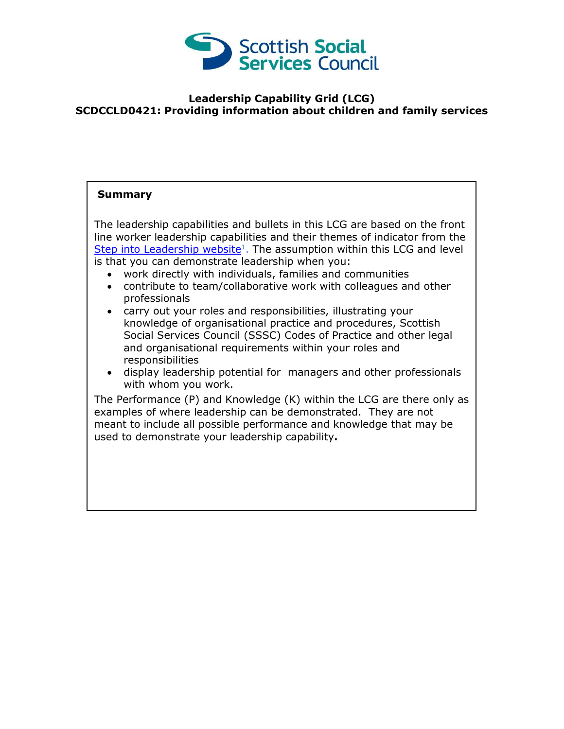**Leadership Capability Grid (LCG)**
**SCDCCLD0421: Providing information about children and family services**

**Summary**

The leadership capabilities and bullets in this LCG are based on the front line worker leadership capabilities and their themes of indicator from the Step into Leadership website[1]. The assumption within this LCG and level is that you can demonstrate leadership when you:

- work directly with individuals, families and communities
- contribute to team/collaborative work with colleagues and other professionals
- carry out your roles and responsibilities, illustrating your knowledge of organisational practice and procedures, Scottish Social Services Council (SSSC) Codes of Practice and other legal and organisational requirements within your roles and responsibilities
- display leadership potential for managers and other professionals with whom you work.

The Performance (P) and Knowledge (K) within the LCG are there only as examples of where leadership can be demonstrated. They are not meant to include all possible performance and knowledge that may be used to demonstrate your leadership capability**.**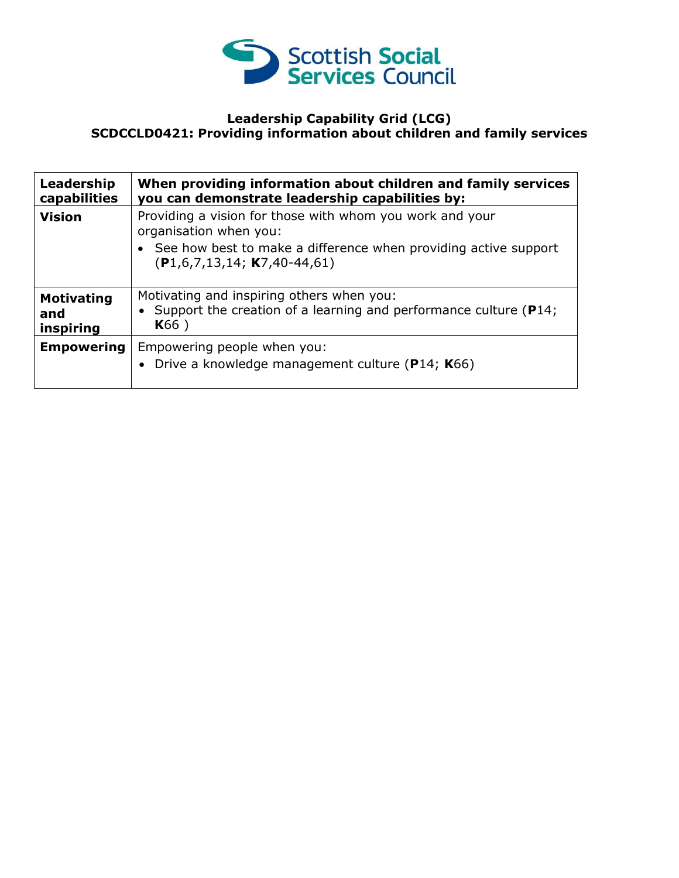Scottish Social Services Council

**Leadership Capability Grid (LCG)**
**SCDCCLD0421: Providing information about children and family services**

| **Leadership capabilities** | **When providing information about children and family services you can demonstrate leadership capabilities by:** |
|---|---|
| **Vision** | Providing a vision for those with whom you work and your organisation when you:<br>• See how best to make a difference when providing active support (**P**1,6,7,13,14; **K**7,40-44,61) |
| **Motivating and inspiring** | Motivating and inspiring others when you:<br>• Support the creation of a learning and performance culture (**P**14; **K**66 ) |
| **Empowering** | Empowering people when you:<br>• Drive a knowledge management culture (**P**14; **K**66) |